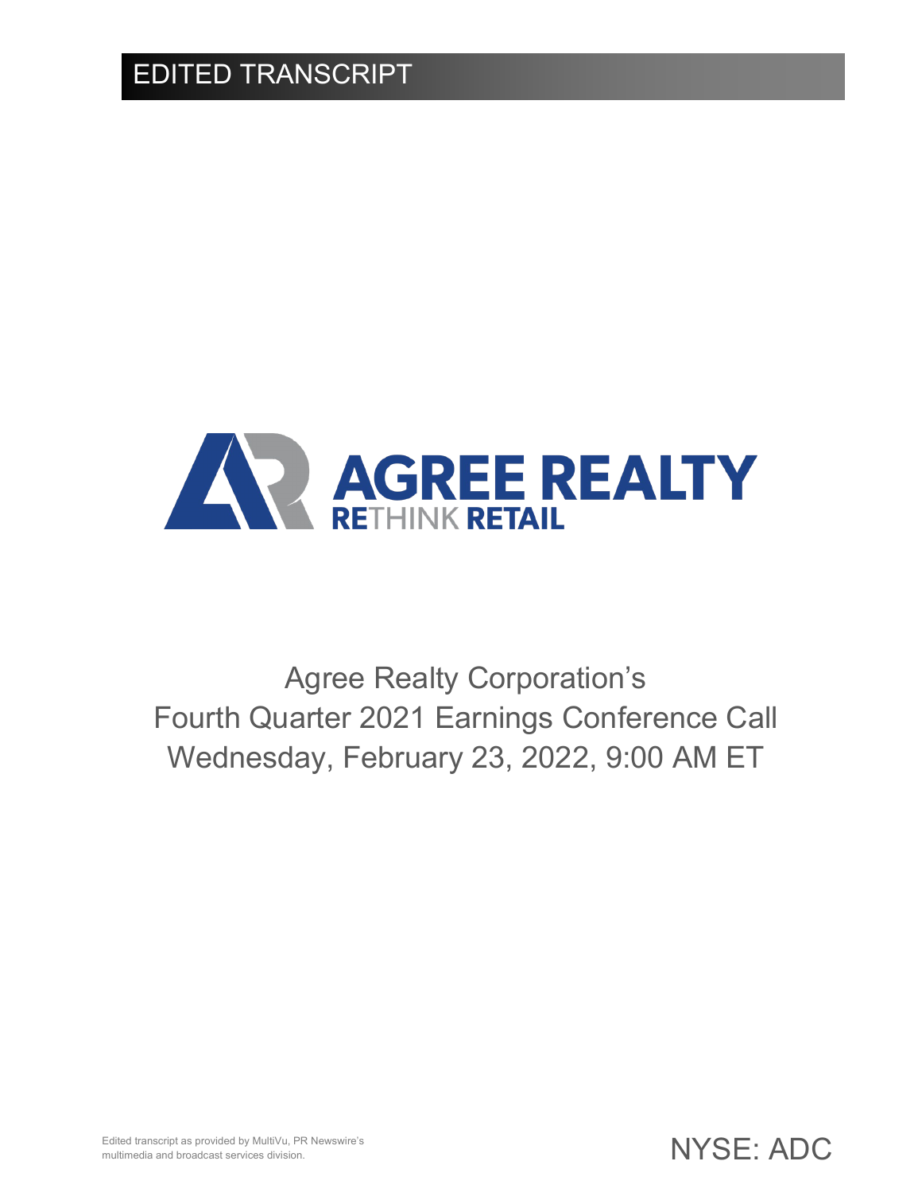EDITED TRANSCRIPT

AGREE REALTY
RETHINK RETAIL

# Agree Realty Corporation's Fourth Quarter 2021 Earnings Conference Call

Wednesday, February 23, 2022, 9:00 AM ET

Edited transcript as provided by MultiVu, PR Newswire's multimedia and broadcast services division.

NYSE: ADC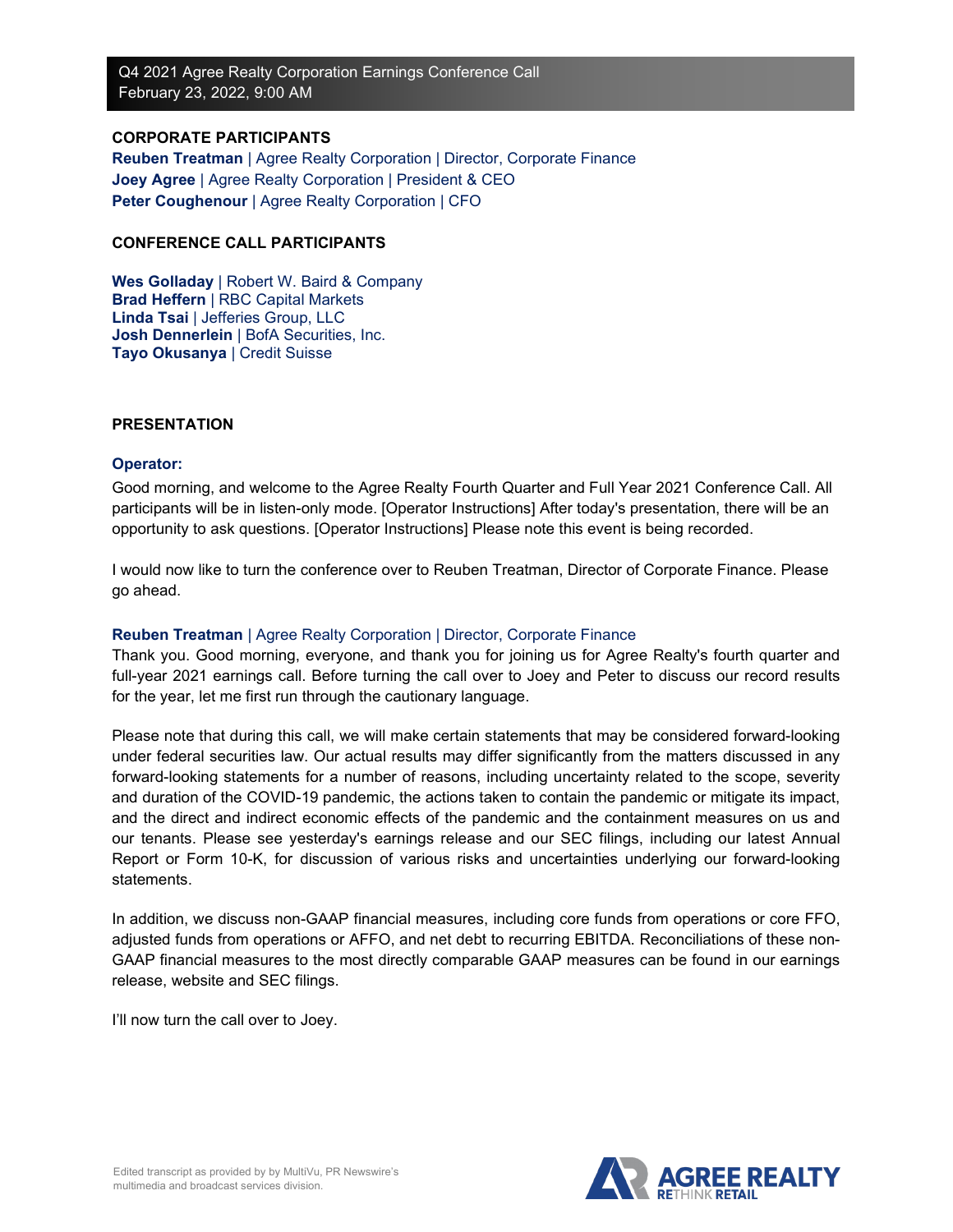Q4 2021 Agree Realty Corporation Earnings Conference Call
February 23, 2022, 9:00 AM

**CORPORATE PARTICIPANTS**

**Reuben Treatman** | Agree Realty Corporation | Director, Corporate Finance
**Joey Agree** | Agree Realty Corporation | President & CEO
**Peter Coughenour** | Agree Realty Corporation | CFO

**CONFERENCE CALL PARTICIPANTS**

**Wes Golladay** | Robert W. Baird & Company
**Brad Heffern** | RBC Capital Markets
**Linda Tsai** | Jefferies Group, LLC
**Josh Dennerlein** | BofA Securities, Inc.
**Tayo Okusanya** | Credit Suisse

**PRESENTATION**

**Operator:**

Good morning, and welcome to the Agree Realty Fourth Quarter and Full Year 2021 Conference Call. All participants will be in listen-only mode. [Operator Instructions] After today's presentation, there will be an opportunity to ask questions. [Operator Instructions] Please note this event is being recorded.

I would now like to turn the conference over to Reuben Treatman, Director of Corporate Finance. Please go ahead.

**Reuben Treatman** | Agree Realty Corporation | Director, Corporate Finance

Thank you. Good morning, everyone, and thank you for joining us for Agree Realty's fourth quarter and full-year 2021 earnings call. Before turning the call over to Joey and Peter to discuss our record results for the year, let me first run through the cautionary language.

Please note that during this call, we will make certain statements that may be considered forward-looking under federal securities law. Our actual results may differ significantly from the matters discussed in any forward-looking statements for a number of reasons, including uncertainty related to the scope, severity and duration of the COVID-19 pandemic, the actions taken to contain the pandemic or mitigate its impact, and the direct and indirect economic effects of the pandemic and the containment measures on us and our tenants. Please see yesterday's earnings release and our SEC filings, including our latest Annual Report or Form 10-K, for discussion of various risks and uncertainties underlying our forward-looking statements.

In addition, we discuss non-GAAP financial measures, including core funds from operations or core FFO, adjusted funds from operations or AFFO, and net debt to recurring EBITDA. Reconciliations of these non-GAAP financial measures to the most directly comparable GAAP measures can be found in our earnings release, website and SEC filings.

I'll now turn the call over to Joey.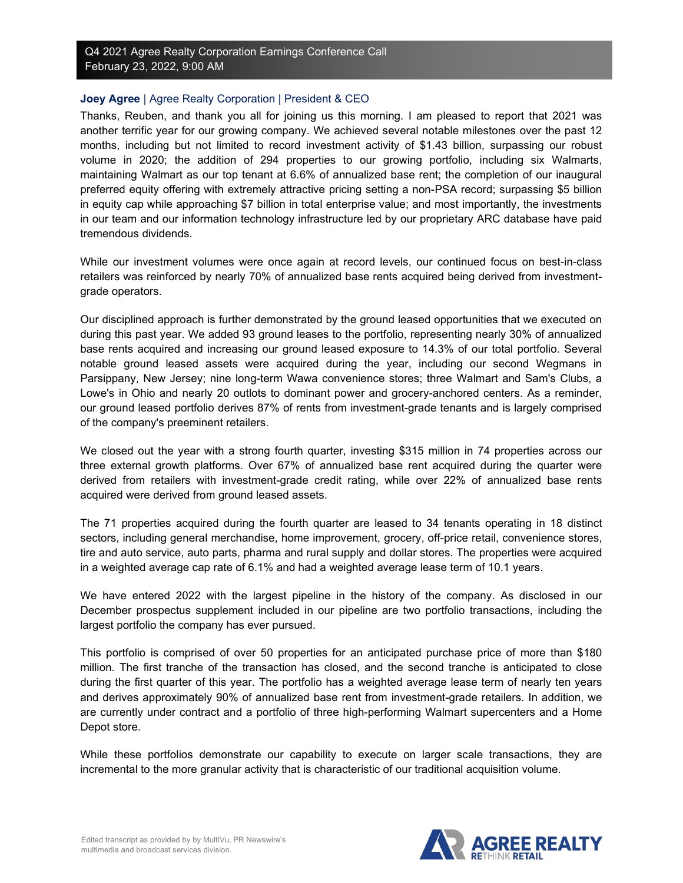Q4 2021 Agree Realty Corporation Earnings Conference Call
February 23, 2022, 9:00 AM

**Joey Agree** | Agree Realty Corporation | President & CEO

Thanks, Reuben, and thank you all for joining us this morning. I am pleased to report that 2021 was another terrific year for our growing company. We achieved several notable milestones over the past 12 months, including but not limited to record investment activity of $1.43 billion, surpassing our robust volume in 2020; the addition of 294 properties to our growing portfolio, including six Walmarts, maintaining Walmart as our top tenant at 6.6% of annualized base rent; the completion of our inaugural preferred equity offering with extremely attractive pricing setting a non-PSA record; surpassing $5 billion in equity cap while approaching $7 billion in total enterprise value; and most importantly, the investments in our team and our information technology infrastructure led by our proprietary ARC database have paid tremendous dividends.

While our investment volumes were once again at record levels, our continued focus on best-in-class retailers was reinforced by nearly 70% of annualized base rents acquired being derived from investment-grade operators.

Our disciplined approach is further demonstrated by the ground leased opportunities that we executed on during this past year. We added 93 ground leases to the portfolio, representing nearly 30% of annualized base rents acquired and increasing our ground leased exposure to 14.3% of our total portfolio. Several notable ground leased assets were acquired during the year, including our second Wegmans in Parsippany, New Jersey; nine long-term Wawa convenience stores; three Walmart and Sam's Clubs, a Lowe's in Ohio and nearly 20 outlots to dominant power and grocery-anchored centers. As a reminder, our ground leased portfolio derives 87% of rents from investment-grade tenants and is largely comprised of the company's preeminent retailers.

We closed out the year with a strong fourth quarter, investing $315 million in 74 properties across our three external growth platforms. Over 67% of annualized base rent acquired during the quarter were derived from retailers with investment-grade credit rating, while over 22% of annualized base rents acquired were derived from ground leased assets.

The 71 properties acquired during the fourth quarter are leased to 34 tenants operating in 18 distinct sectors, including general merchandise, home improvement, grocery, off-price retail, convenience stores, tire and auto service, auto parts, pharma and rural supply and dollar stores. The properties were acquired in a weighted average cap rate of 6.1% and had a weighted average lease term of 10.1 years.

We have entered 2022 with the largest pipeline in the history of the company. As disclosed in our December prospectus supplement included in our pipeline are two portfolio transactions, including the largest portfolio the company has ever pursued.

This portfolio is comprised of over 50 properties for an anticipated purchase price of more than $180 million. The first tranche of the transaction has closed, and the second tranche is anticipated to close during the first quarter of this year. The portfolio has a weighted average lease term of nearly ten years and derives approximately 90% of annualized base rent from investment-grade retailers. In addition, we are currently under contract and a portfolio of three high-performing Walmart supercenters and a Home Depot store.

While these portfolios demonstrate our capability to execute on larger scale transactions, they are incremental to the more granular activity that is characteristic of our traditional acquisition volume.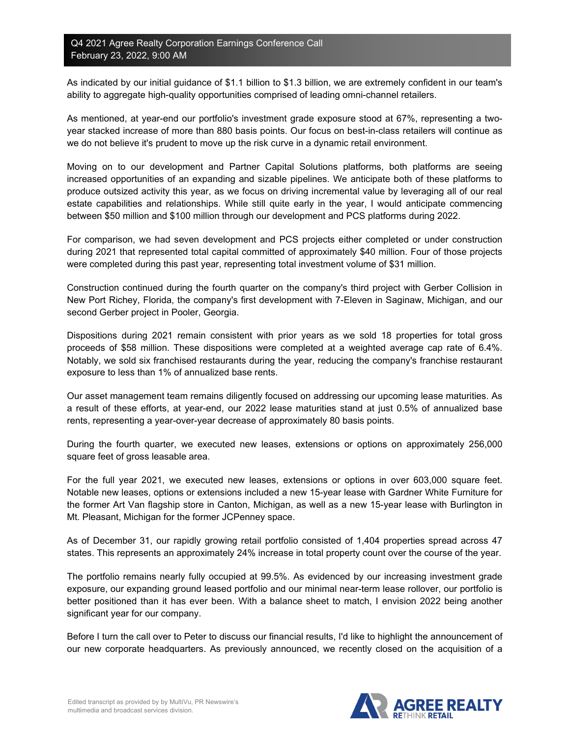As indicated by our initial guidance of $1.1 billion to $1.3 billion, we are extremely confident in our team's ability to aggregate high-quality opportunities comprised of leading omni-channel retailers.

As mentioned, at year-end our portfolio's investment grade exposure stood at 67%, representing a two-year stacked increase of more than 880 basis points. Our focus on best-in-class retailers will continue as we do not believe it's prudent to move up the risk curve in a dynamic retail environment.

Moving on to our development and Partner Capital Solutions platforms, both platforms are seeing increased opportunities of an expanding and sizable pipelines. We anticipate both of these platforms to produce outsized activity this year, as we focus on driving incremental value by leveraging all of our real estate capabilities and relationships. While still quite early in the year, I would anticipate commencing between $50 million and $100 million through our development and PCS platforms during 2022.

For comparison, we had seven development and PCS projects either completed or under construction during 2021 that represented total capital committed of approximately $40 million. Four of those projects were completed during this past year, representing total investment volume of $31 million.

Construction continued during the fourth quarter on the company's third project with Gerber Collision in New Port Richey, Florida, the company's first development with 7-Eleven in Saginaw, Michigan, and our second Gerber project in Pooler, Georgia.

Dispositions during 2021 remain consistent with prior years as we sold 18 properties for total gross proceeds of $58 million. These dispositions were completed at a weighted average cap rate of 6.4%. Notably, we sold six franchised restaurants during the year, reducing the company's franchise restaurant exposure to less than 1% of annualized base rents.

Our asset management team remains diligently focused on addressing our upcoming lease maturities. As a result of these efforts, at year-end, our 2022 lease maturities stand at just 0.5% of annualized base rents, representing a year-over-year decrease of approximately 80 basis points.

During the fourth quarter, we executed new leases, extensions or options on approximately 256,000 square feet of gross leasable area.

For the full year 2021, we executed new leases, extensions or options in over 603,000 square feet. Notable new leases, options or extensions included a new 15-year lease with Gardner White Furniture for the former Art Van flagship store in Canton, Michigan, as well as a new 15-year lease with Burlington in Mt. Pleasant, Michigan for the former JCPenney space.

As of December 31, our rapidly growing retail portfolio consisted of 1,404 properties spread across 47 states. This represents an approximately 24% increase in total property count over the course of the year.

The portfolio remains nearly fully occupied at 99.5%. As evidenced by our increasing investment grade exposure, our expanding ground leased portfolio and our minimal near-term lease rollover, our portfolio is better positioned than it has ever been. With a balance sheet to match, I envision 2022 being another significant year for our company.

Before I turn the call over to Peter to discuss our financial results, I'd like to highlight the announcement of our new corporate headquarters. As previously announced, we recently closed on the acquisition of a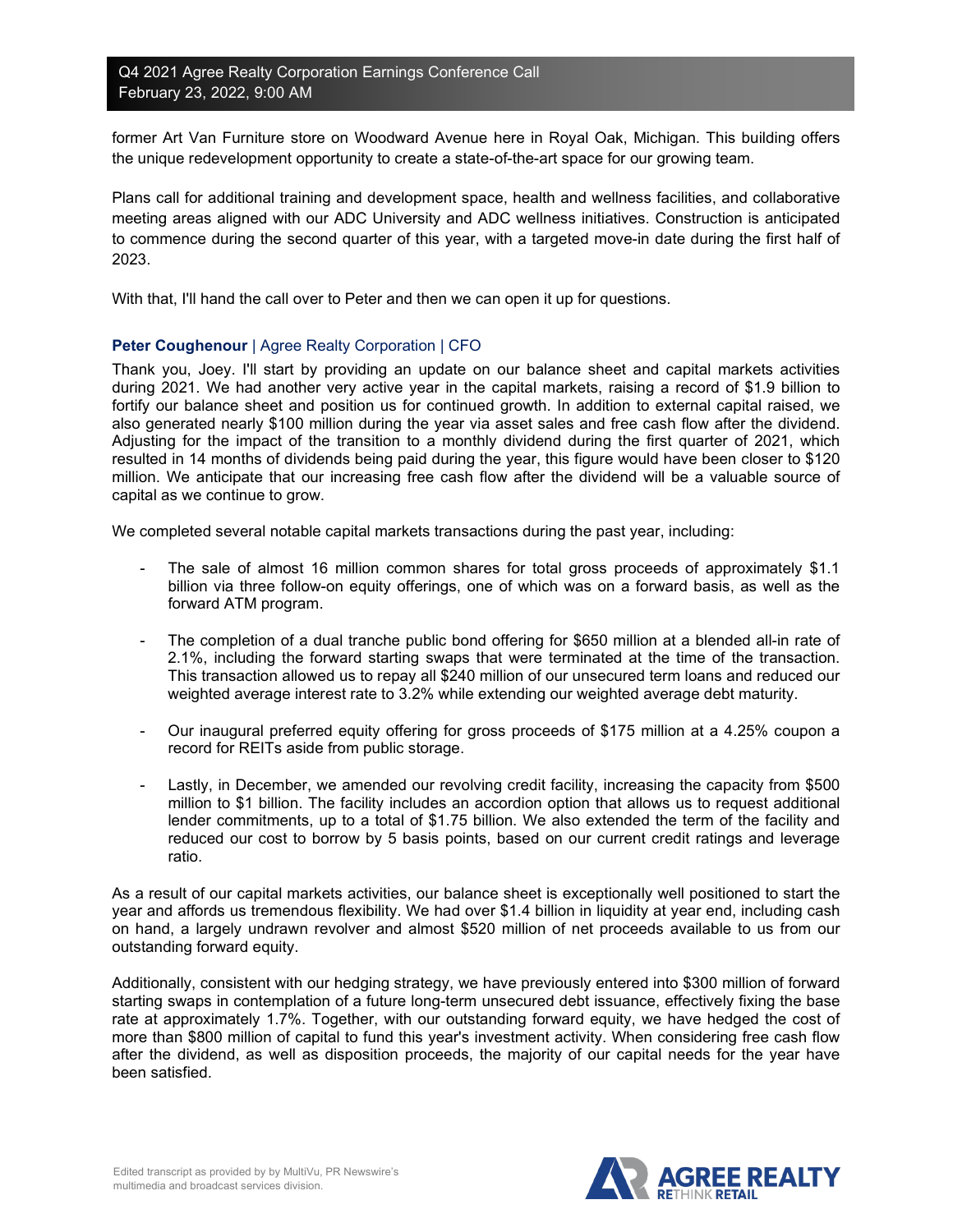former Art Van Furniture store on Woodward Avenue here in Royal Oak, Michigan. This building offers the unique redevelopment opportunity to create a state-of-the-art space for our growing team.

Plans call for additional training and development space, health and wellness facilities, and collaborative meeting areas aligned with our ADC University and ADC wellness initiatives. Construction is anticipated to commence during the second quarter of this year, with a targeted move-in date during the first half of 2023.

With that, I'll hand the call over to Peter and then we can open it up for questions.

**Peter Coughenour** | Agree Realty Corporation | CFO

Thank you, Joey. I'll start by providing an update on our balance sheet and capital markets activities during 2021. We had another very active year in the capital markets, raising a record of $1.9 billion to fortify our balance sheet and position us for continued growth. In addition to external capital raised, we also generated nearly $100 million during the year via asset sales and free cash flow after the dividend. Adjusting for the impact of the transition to a monthly dividend during the first quarter of 2021, which resulted in 14 months of dividends being paid during the year, this figure would have been closer to $120 million. We anticipate that our increasing free cash flow after the dividend will be a valuable source of capital as we continue to grow.

We completed several notable capital markets transactions during the past year, including:

- The sale of almost 16 million common shares for total gross proceeds of approximately $1.1 billion via three follow-on equity offerings, one of which was on a forward basis, as well as the forward ATM program.
- The completion of a dual tranche public bond offering for $650 million at a blended all-in rate of 2.1%, including the forward starting swaps that were terminated at the time of the transaction. This transaction allowed us to repay all $240 million of our unsecured term loans and reduced our weighted average interest rate to 3.2% while extending our weighted average debt maturity.
- Our inaugural preferred equity offering for gross proceeds of $175 million at a 4.25% coupon a record for REITs aside from public storage.
- Lastly, in December, we amended our revolving credit facility, increasing the capacity from $500 million to $1 billion. The facility includes an accordion option that allows us to request additional lender commitments, up to a total of $1.75 billion. We also extended the term of the facility and reduced our cost to borrow by 5 basis points, based on our current credit ratings and leverage ratio.

As a result of our capital markets activities, our balance sheet is exceptionally well positioned to start the year and affords us tremendous flexibility. We had over $1.4 billion in liquidity at year end, including cash on hand, a largely undrawn revolver and almost $520 million of net proceeds available to us from our outstanding forward equity.

Additionally, consistent with our hedging strategy, we have previously entered into $300 million of forward starting swaps in contemplation of a future long-term unsecured debt issuance, effectively fixing the base rate at approximately 1.7%. Together, with our outstanding forward equity, we have hedged the cost of more than $800 million of capital to fund this year's investment activity. When considering free cash flow after the dividend, as well as disposition proceeds, the majority of our capital needs for the year have been satisfied.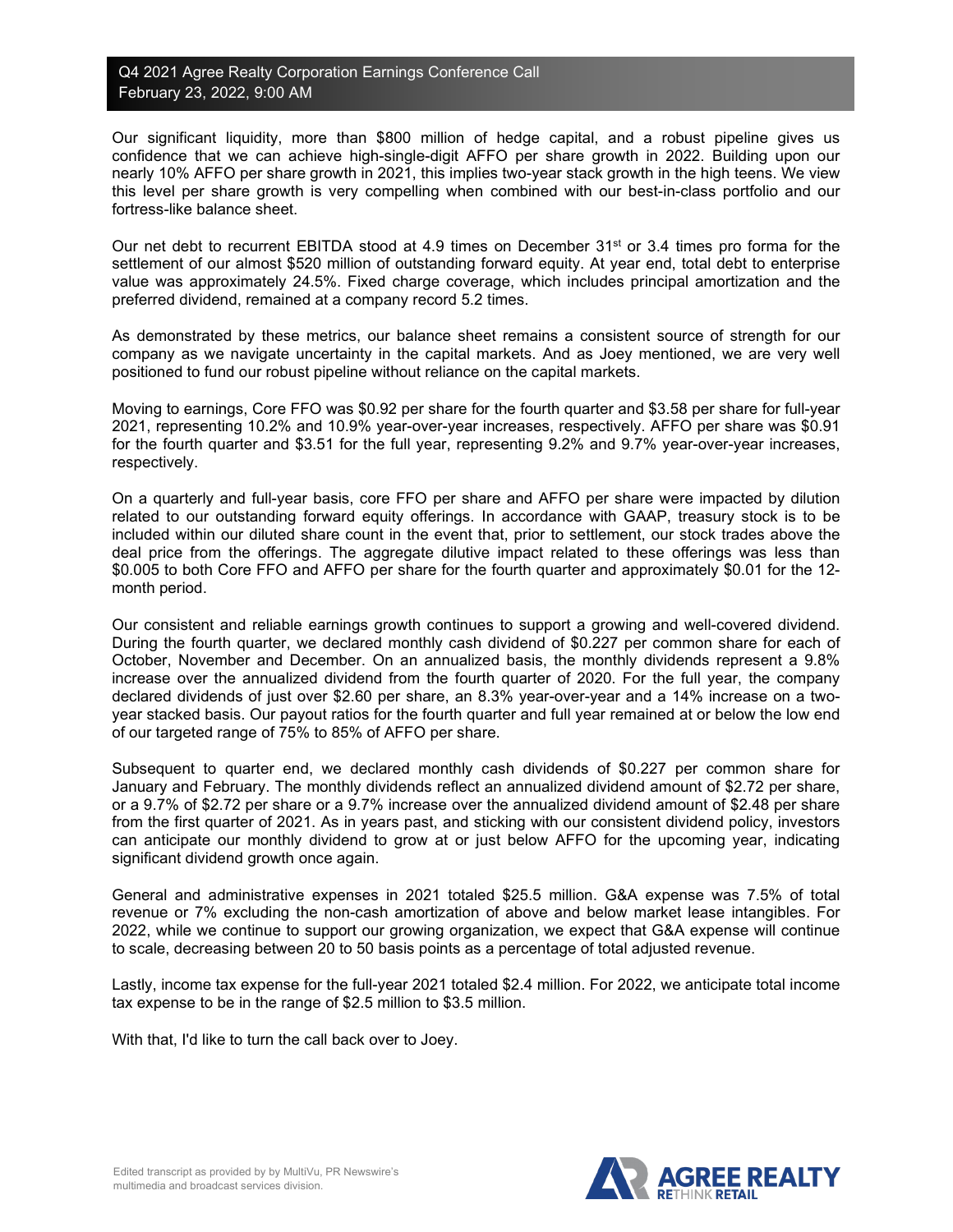Our significant liquidity, more than $800 million of hedge capital, and a robust pipeline gives us confidence that we can achieve high-single-digit AFFO per share growth in 2022. Building upon our nearly 10% AFFO per share growth in 2021, this implies two-year stack growth in the high teens. We view this level per share growth is very compelling when combined with our best-in-class portfolio and our fortress-like balance sheet.

Our net debt to recurrent EBITDA stood at 4.9 times on December 31st or 3.4 times pro forma for the settlement of our almost $520 million of outstanding forward equity. At year end, total debt to enterprise value was approximately 24.5%. Fixed charge coverage, which includes principal amortization and the preferred dividend, remained at a company record 5.2 times.

As demonstrated by these metrics, our balance sheet remains a consistent source of strength for our company as we navigate uncertainty in the capital markets. And as Joey mentioned, we are very well positioned to fund our robust pipeline without reliance on the capital markets.

Moving to earnings, Core FFO was $0.92 per share for the fourth quarter and $3.58 per share for full-year 2021, representing 10.2% and 10.9% year-over-year increases, respectively. AFFO per share was $0.91 for the fourth quarter and $3.51 for the full year, representing 9.2% and 9.7% year-over-year increases, respectively.

On a quarterly and full-year basis, core FFO per share and AFFO per share were impacted by dilution related to our outstanding forward equity offerings. In accordance with GAAP, treasury stock is to be included within our diluted share count in the event that, prior to settlement, our stock trades above the deal price from the offerings. The aggregate dilutive impact related to these offerings was less than $0.005 to both Core FFO and AFFO per share for the fourth quarter and approximately $0.01 for the 12-month period.

Our consistent and reliable earnings growth continues to support a growing and well-covered dividend. During the fourth quarter, we declared monthly cash dividend of $0.227 per common share for each of October, November and December. On an annualized basis, the monthly dividends represent a 9.8% increase over the annualized dividend from the fourth quarter of 2020. For the full year, the company declared dividends of just over $2.60 per share, an 8.3% year-over-year and a 14% increase on a two-year stacked basis. Our payout ratios for the fourth quarter and full year remained at or below the low end of our targeted range of 75% to 85% of AFFO per share.

Subsequent to quarter end, we declared monthly cash dividends of $0.227 per common share for January and February. The monthly dividends reflect an annualized dividend amount of $2.72 per share, or a 9.7% of $2.72 per share or a 9.7% increase over the annualized dividend amount of $2.48 per share from the first quarter of 2021. As in years past, and sticking with our consistent dividend policy, investors can anticipate our monthly dividend to grow at or just below AFFO for the upcoming year, indicating significant dividend growth once again.

General and administrative expenses in 2021 totaled $25.5 million. G&A expense was 7.5% of total revenue or 7% excluding the non-cash amortization of above and below market lease intangibles. For 2022, while we continue to support our growing organization, we expect that G&A expense will continue to scale, decreasing between 20 to 50 basis points as a percentage of total adjusted revenue.

Lastly, income tax expense for the full-year 2021 totaled $2.4 million. For 2022, we anticipate total income tax expense to be in the range of $2.5 million to $3.5 million.

With that, I'd like to turn the call back over to Joey.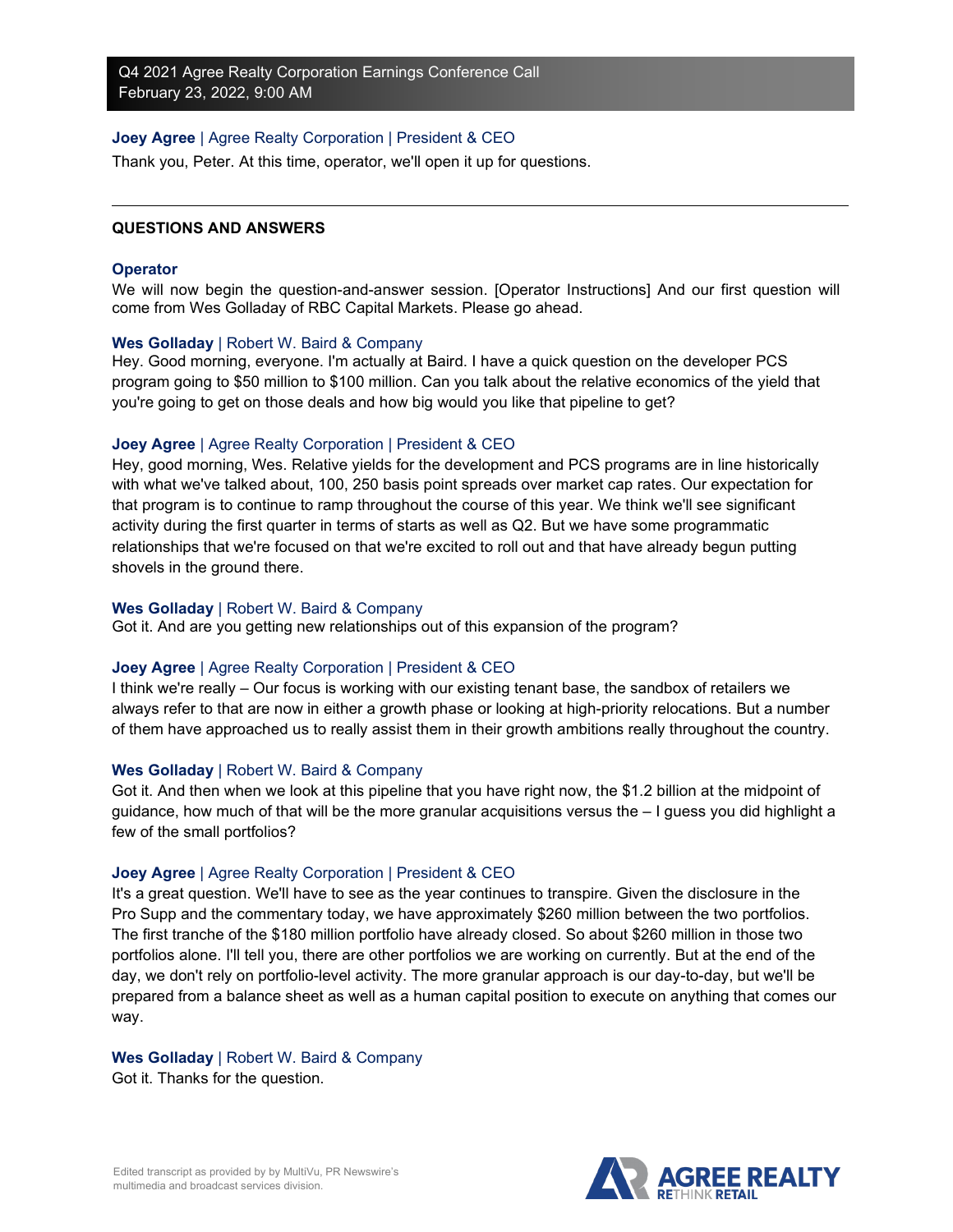**Joey Agree** | Agree Realty Corporation | President & CEO

Thank you, Peter. At this time, operator, we'll open it up for questions.

---

**QUESTIONS AND ANSWERS**

**Operator**

We will now begin the question-and-answer session. [Operator Instructions] And our first question will come from Wes Golladay of RBC Capital Markets. Please go ahead.

**Wes Golladay** | Robert W. Baird & Company

Hey. Good morning, everyone. I'm actually at Baird. I have a quick question on the developer PCS program going to $50 million to $100 million. Can you talk about the relative economics of the yield that you're going to get on those deals and how big would you like that pipeline to get?

**Joey Agree** | Agree Realty Corporation | President & CEO

Hey, good morning, Wes. Relative yields for the development and PCS programs are in line historically with what we've talked about, 100, 250 basis point spreads over market cap rates. Our expectation for that program is to continue to ramp throughout the course of this year. We think we'll see significant activity during the first quarter in terms of starts as well as Q2. But we have some programmatic relationships that we're focused on that we're excited to roll out and that have already begun putting shovels in the ground there.

**Wes Golladay** | Robert W. Baird & Company

Got it. And are you getting new relationships out of this expansion of the program?

**Joey Agree** | Agree Realty Corporation | President & CEO

I think we're really – Our focus is working with our existing tenant base, the sandbox of retailers we always refer to that are now in either a growth phase or looking at high-priority relocations. But a number of them have approached us to really assist them in their growth ambitions really throughout the country.

**Wes Golladay** | Robert W. Baird & Company

Got it. And then when we look at this pipeline that you have right now, the $1.2 billion at the midpoint of guidance, how much of that will be the more granular acquisitions versus the – I guess you did highlight a few of the small portfolios?

**Joey Agree** | Agree Realty Corporation | President & CEO

It's a great question. We'll have to see as the year continues to transpire. Given the disclosure in the Pro Supp and the commentary today, we have approximately $260 million between the two portfolios. The first tranche of the $180 million portfolio have already closed. So about $260 million in those two portfolios alone. I'll tell you, there are other portfolios we are working on currently. But at the end of the day, we don't rely on portfolio-level activity. The more granular approach is our day-to-day, but we'll be prepared from a balance sheet as well as a human capital position to execute on anything that comes our way.

**Wes Golladay** | Robert W. Baird & Company

Got it. Thanks for the question.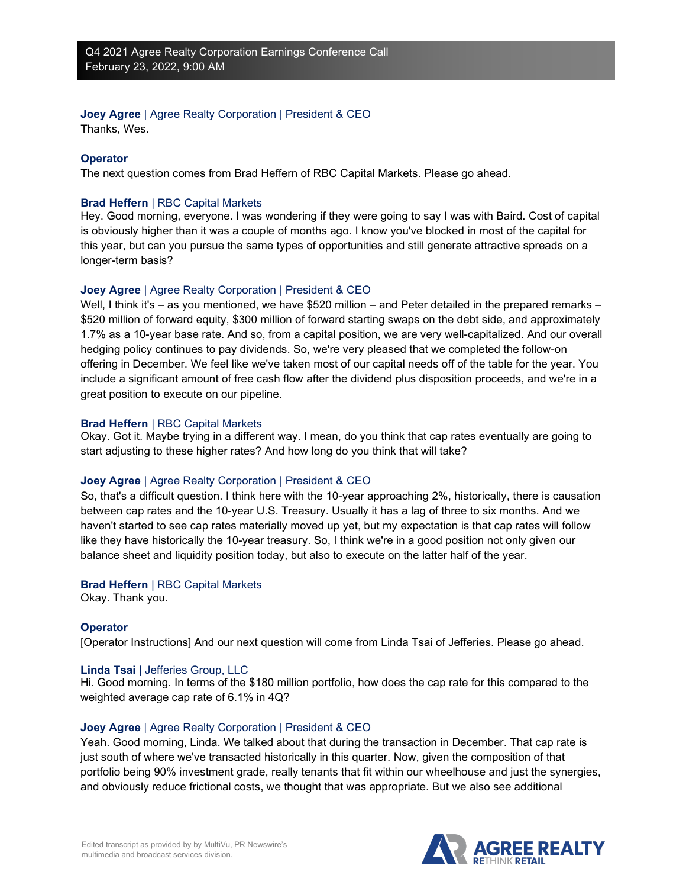**Joey Agree** | Agree Realty Corporation | President & CEO
Thanks, Wes.

**Operator**
The next question comes from Brad Heffern of RBC Capital Markets. Please go ahead.

**Brad Heffern** | RBC Capital Markets
Hey. Good morning, everyone. I was wondering if they were going to say I was with Baird. Cost of capital is obviously higher than it was a couple of months ago. I know you've blocked in most of the capital for this year, but can you pursue the same types of opportunities and still generate attractive spreads on a longer-term basis?

**Joey Agree** | Agree Realty Corporation | President & CEO
Well, I think it's – as you mentioned, we have $520 million – and Peter detailed in the prepared remarks – $520 million of forward equity, $300 million of forward starting swaps on the debt side, and approximately 1.7% as a 10-year base rate. And so, from a capital position, we are very well-capitalized. And our overall hedging policy continues to pay dividends. So, we're very pleased that we completed the follow-on offering in December. We feel like we've taken most of our capital needs off of the table for the year. You include a significant amount of free cash flow after the dividend plus disposition proceeds, and we're in a great position to execute on our pipeline.

**Brad Heffern** | RBC Capital Markets
Okay. Got it. Maybe trying in a different way. I mean, do you think that cap rates eventually are going to start adjusting to these higher rates? And how long do you think that will take?

**Joey Agree** | Agree Realty Corporation | President & CEO
So, that's a difficult question. I think here with the 10-year approaching 2%, historically, there is causation between cap rates and the 10-year U.S. Treasury. Usually it has a lag of three to six months. And we haven't started to see cap rates materially moved up yet, but my expectation is that cap rates will follow like they have historically the 10-year treasury. So, I think we're in a good position not only given our balance sheet and liquidity position today, but also to execute on the latter half of the year.

**Brad Heffern** | RBC Capital Markets
Okay. Thank you.

**Operator**
[Operator Instructions] And our next question will come from Linda Tsai of Jefferies. Please go ahead.

**Linda Tsai** | Jefferies Group, LLC
Hi. Good morning. In terms of the $180 million portfolio, how does the cap rate for this compared to the weighted average cap rate of 6.1% in 4Q?

**Joey Agree** | Agree Realty Corporation | President & CEO
Yeah. Good morning, Linda. We talked about that during the transaction in December. That cap rate is just south of where we've transacted historically in this quarter. Now, given the composition of that portfolio being 90% investment grade, really tenants that fit within our wheelhouse and just the synergies, and obviously reduce frictional costs, we thought that was appropriate. But we also see additional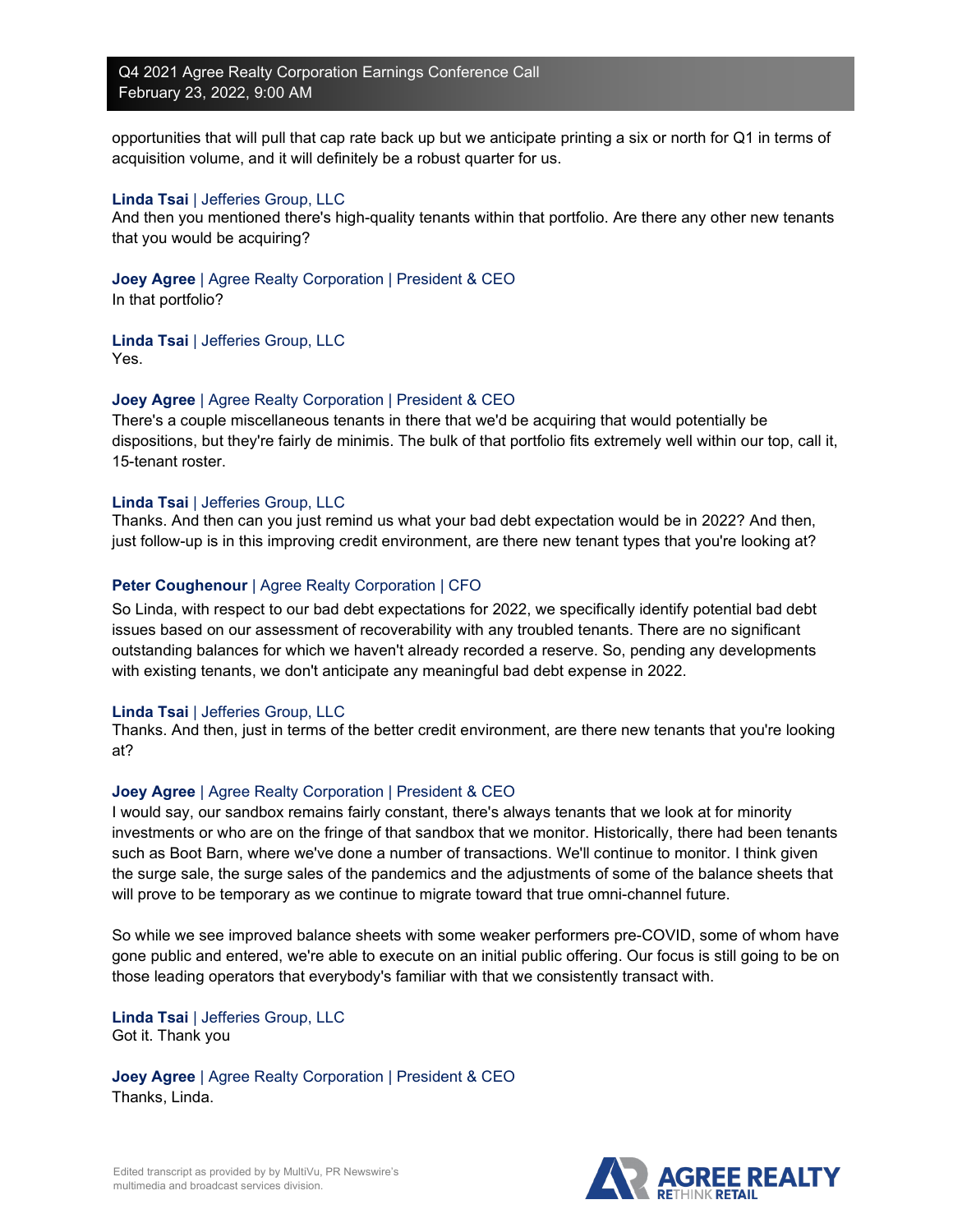opportunities that will pull that cap rate back up but we anticipate printing a six or north for Q1 in terms of acquisition volume, and it will definitely be a robust quarter for us.

**Linda Tsai** | Jefferies Group, LLC
And then you mentioned there's high-quality tenants within that portfolio. Are there any other new tenants that you would be acquiring?

**Joey Agree** | Agree Realty Corporation | President & CEO
In that portfolio?

**Linda Tsai** | Jefferies Group, LLC
Yes.

**Joey Agree** | Agree Realty Corporation | President & CEO
There's a couple miscellaneous tenants in there that we'd be acquiring that would potentially be dispositions, but they're fairly de minimis. The bulk of that portfolio fits extremely well within our top, call it, 15-tenant roster.

**Linda Tsai** | Jefferies Group, LLC
Thanks. And then can you just remind us what your bad debt expectation would be in 2022? And then, just follow-up is in this improving credit environment, are there new tenant types that you're looking at?

**Peter Coughenour** | Agree Realty Corporation | CFO
So Linda, with respect to our bad debt expectations for 2022, we specifically identify potential bad debt issues based on our assessment of recoverability with any troubled tenants. There are no significant outstanding balances for which we haven't already recorded a reserve. So, pending any developments with existing tenants, we don't anticipate any meaningful bad debt expense in 2022.

**Linda Tsai** | Jefferies Group, LLC
Thanks. And then, just in terms of the better credit environment, are there new tenants that you're looking at?

**Joey Agree** | Agree Realty Corporation | President & CEO
I would say, our sandbox remains fairly constant, there's always tenants that we look at for minority investments or who are on the fringe of that sandbox that we monitor. Historically, there had been tenants such as Boot Barn, where we've done a number of transactions. We'll continue to monitor. I think given the surge sale, the surge sales of the pandemics and the adjustments of some of the balance sheets that will prove to be temporary as we continue to migrate toward that true omni-channel future.

So while we see improved balance sheets with some weaker performers pre-COVID, some of whom have gone public and entered, we're able to execute on an initial public offering. Our focus is still going to be on those leading operators that everybody's familiar with that we consistently transact with.

**Linda Tsai** | Jefferies Group, LLC
Got it. Thank you

**Joey Agree** | Agree Realty Corporation | President & CEO
Thanks, Linda.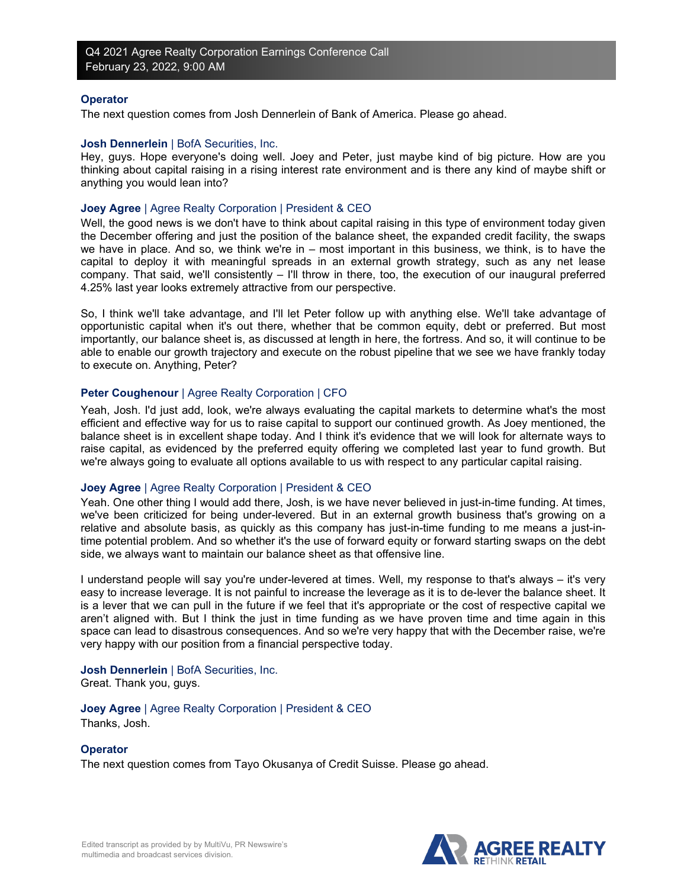**Operator**
The next question comes from Josh Dennerlein of Bank of America. Please go ahead.

**Josh Dennerlein** | BofA Securities, Inc.
Hey, guys. Hope everyone's doing well. Joey and Peter, just maybe kind of big picture. How are you thinking about capital raising in a rising interest rate environment and is there any kind of maybe shift or anything you would lean into?

**Joey Agree** | Agree Realty Corporation | President & CEO
Well, the good news is we don't have to think about capital raising in this type of environment today given the December offering and just the position of the balance sheet, the expanded credit facility, the swaps we have in place. And so, we think we're in – most important in this business, we think, is to have the capital to deploy it with meaningful spreads in an external growth strategy, such as any net lease company. That said, we'll consistently – I'll throw in there, too, the execution of our inaugural preferred 4.25% last year looks extremely attractive from our perspective.

So, I think we'll take advantage, and I'll let Peter follow up with anything else. We'll take advantage of opportunistic capital when it's out there, whether that be common equity, debt or preferred. But most importantly, our balance sheet is, as discussed at length in here, the fortress. And so, it will continue to be able to enable our growth trajectory and execute on the robust pipeline that we see we have frankly today to execute on. Anything, Peter?

**Peter Coughenour** | Agree Realty Corporation | CFO
Yeah, Josh. I'd just add, look, we're always evaluating the capital markets to determine what's the most efficient and effective way for us to raise capital to support our continued growth. As Joey mentioned, the balance sheet is in excellent shape today. And I think it's evidence that we will look for alternate ways to raise capital, as evidenced by the preferred equity offering we completed last year to fund growth. But we're always going to evaluate all options available to us with respect to any particular capital raising.

**Joey Agree** | Agree Realty Corporation | President & CEO
Yeah. One other thing I would add there, Josh, is we have never believed in just-in-time funding. At times, we've been criticized for being under-levered. But in an external growth business that's growing on a relative and absolute basis, as quickly as this company has just-in-time funding to me means a just-in-time potential problem. And so whether it's the use of forward equity or forward starting swaps on the debt side, we always want to maintain our balance sheet as that offensive line.

I understand people will say you're under-levered at times. Well, my response to that's always – it's very easy to increase leverage. It is not painful to increase the leverage as it is to de-lever the balance sheet. It is a lever that we can pull in the future if we feel that it's appropriate or the cost of respective capital we aren't aligned with. But I think the just in time funding as we have proven time and time again in this space can lead to disastrous consequences. And so we're very happy that with the December raise, we're very happy with our position from a financial perspective today.

**Josh Dennerlein** | BofA Securities, Inc.
Great. Thank you, guys.

**Joey Agree** | Agree Realty Corporation | President & CEO
Thanks, Josh.

**Operator**
The next question comes from Tayo Okusanya of Credit Suisse. Please go ahead.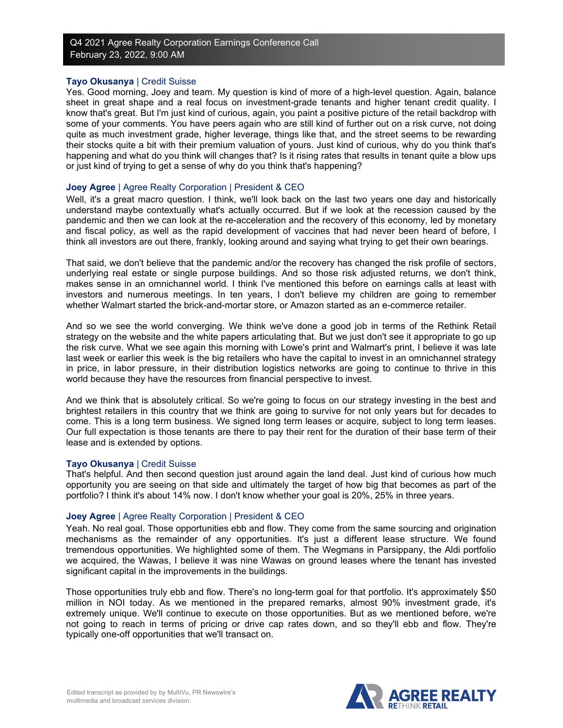**Tayo Okusanya** | Credit Suisse
Yes. Good morning, Joey and team. My question is kind of more of a high-level question. Again, balance sheet in great shape and a real focus on investment-grade tenants and higher tenant credit quality. I know that's great. But I'm just kind of curious, again, you paint a positive picture of the retail backdrop with some of your comments. You have peers again who are still kind of further out on a risk curve, not doing quite as much investment grade, higher leverage, things like that, and the street seems to be rewarding their stocks quite a bit with their premium valuation of yours. Just kind of curious, why do you think that's happening and what do you think will changes that? Is it rising rates that results in tenant quite a blow ups or just kind of trying to get a sense of why do you think that's happening?

**Joey Agree** | Agree Realty Corporation | President & CEO
Well, it's a great macro question. I think, we'll look back on the last two years one day and historically understand maybe contextually what's actually occurred. But if we look at the recession caused by the pandemic and then we can look at the re-acceleration and the recovery of this economy, led by monetary and fiscal policy, as well as the rapid development of vaccines that had never been heard of before, I think all investors are out there, frankly, looking around and saying what trying to get their own bearings.

That said, we don't believe that the pandemic and/or the recovery has changed the risk profile of sectors, underlying real estate or single purpose buildings. And so those risk adjusted returns, we don't think, makes sense in an omnichannel world. I think I've mentioned this before on earnings calls at least with investors and numerous meetings. In ten years, I don't believe my children are going to remember whether Walmart started the brick-and-mortar store, or Amazon started as an e-commerce retailer.

And so we see the world converging. We think we've done a good job in terms of the Rethink Retail strategy on the website and the white papers articulating that. But we just don't see it appropriate to go up the risk curve. What we see again this morning with Lowe's print and Walmart's print, I believe it was late last week or earlier this week is the big retailers who have the capital to invest in an omnichannel strategy in price, in labor pressure, in their distribution logistics networks are going to continue to thrive in this world because they have the resources from financial perspective to invest.

And we think that is absolutely critical. So we're going to focus on our strategy investing in the best and brightest retailers in this country that we think are going to survive for not only years but for decades to come. This is a long term business. We signed long term leases or acquire, subject to long term leases. Our full expectation is those tenants are there to pay their rent for the duration of their base term of their lease and is extended by options.

**Tayo Okusanya** | Credit Suisse
That's helpful. And then second question just around again the land deal. Just kind of curious how much opportunity you are seeing on that side and ultimately the target of how big that becomes as part of the portfolio? I think it's about 14% now. I don't know whether your goal is 20%, 25% in three years.

**Joey Agree** | Agree Realty Corporation | President & CEO
Yeah. No real goal. Those opportunities ebb and flow. They come from the same sourcing and origination mechanisms as the remainder of any opportunities. It's just a different lease structure. We found tremendous opportunities. We highlighted some of them. The Wegmans in Parsippany, the Aldi portfolio we acquired, the Wawas, I believe it was nine Wawas on ground leases where the tenant has invested significant capital in the improvements in the buildings.

Those opportunities truly ebb and flow. There's no long-term goal for that portfolio. It's approximately $50 million in NOI today. As we mentioned in the prepared remarks, almost 90% investment grade, it's extremely unique. We'll continue to execute on those opportunities. But as we mentioned before, we're not going to reach in terms of pricing or drive cap rates down, and so they'll ebb and flow. They're typically one-off opportunities that we'll transact on.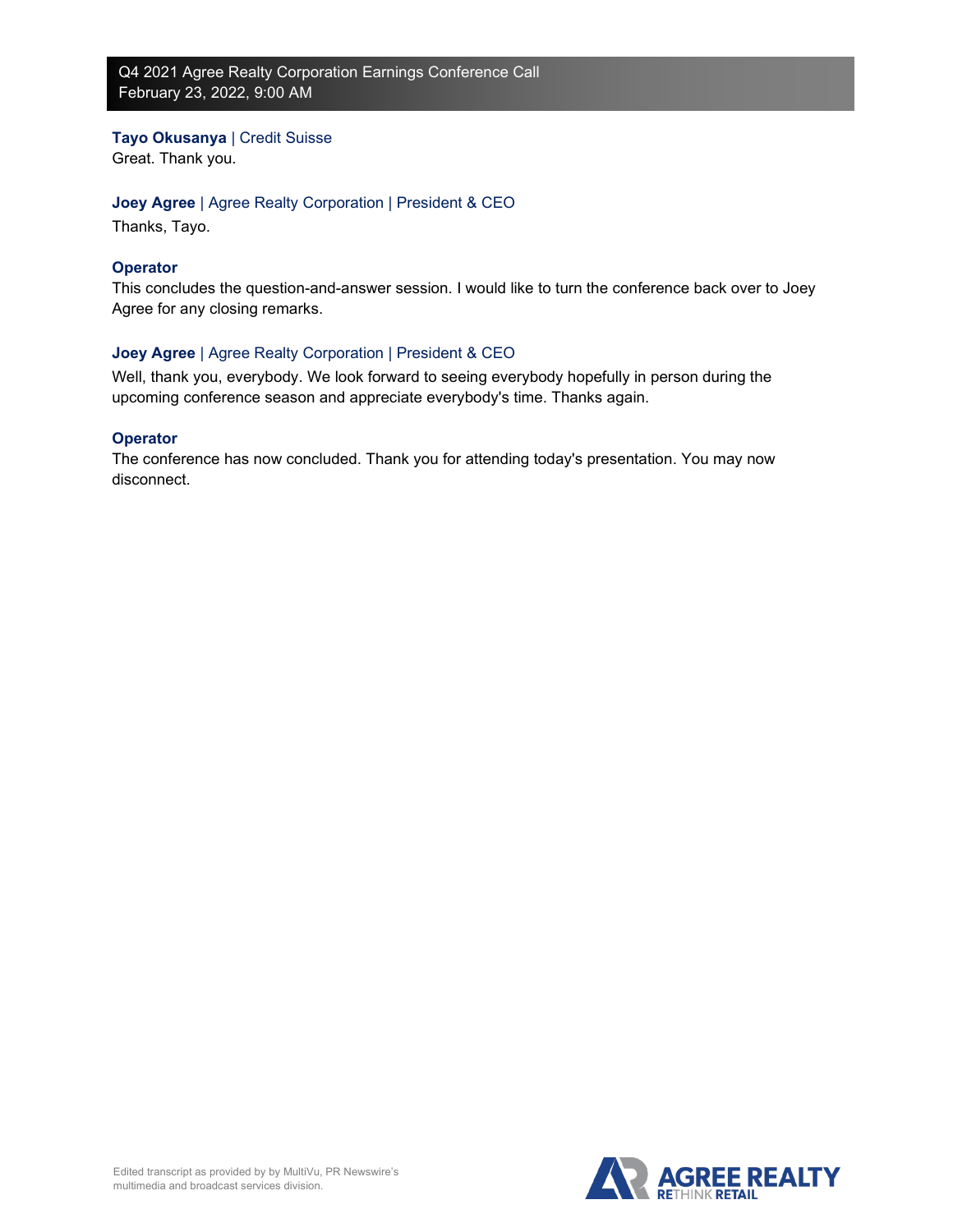**Tayo Okusanya** | Credit Suisse
Great. Thank you.

**Joey Agree** | Agree Realty Corporation | President & CEO
Thanks, Tayo.

**Operator**
This concludes the question-and-answer session. I would like to turn the conference back over to Joey Agree for any closing remarks.

**Joey Agree** | Agree Realty Corporation | President & CEO
Well, thank you, everybody. We look forward to seeing everybody hopefully in person during the upcoming conference season and appreciate everybody's time. Thanks again.

**Operator**
The conference has now concluded. Thank you for attending today's presentation. You may now disconnect.